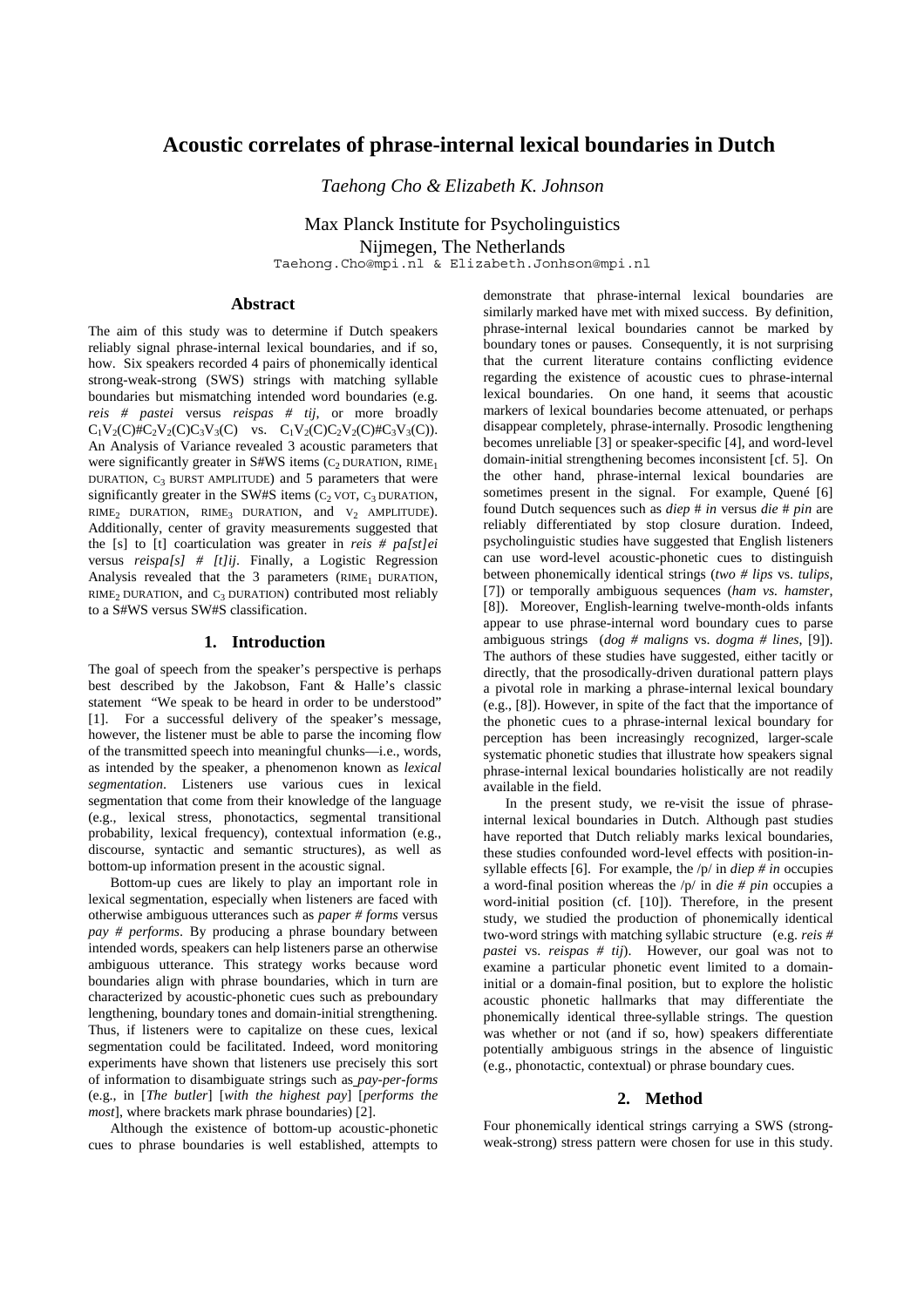# Acoustic correlates of phrase-internal lexical boundaries in Dutch

*Taehong Cho & Elizabeth K. Johnson*

Max Planck Institute for Psycholinguistics
Nijmegen, The Netherlands
Taehong.Cho@mpi.nl & Elizabeth.Jonhson@mpi.nl

## Abstract

The aim of this study was to determine if Dutch speakers reliably signal phrase-internal lexical boundaries, and if so, how. Six speakers recorded 4 pairs of phonemically identical strong-weak-strong (SWS) strings with matching syllable boundaries but mismatching intended word boundaries (e.g. *reis # pastei* versus *reispas # tij*, or more broadly $C_1V_2(C)\#C_2V_2(C)C_3V_3(C)$ vs. $C_1V_2(C)C_2V_2(C)\#C_3V_3(C)$). An Analysis of Variance revealed 3 acoustic parameters that were significantly greater in S#WS items ($C_2$ DURATION, $\text{RIME}_1$ DURATION, $C_3$ BURST AMPLITUDE) and 5 parameters that were significantly greater in the SW#S items ($C_2$ VOT, $C_3$ DURATION, $\text{RIME}_2$ DURATION, $\text{RIME}_3$ DURATION, and $V_2$ AMPLITUDE). Additionally, center of gravity measurements suggested that the [s] to [t] coarticulation was greater in *reis # pa[st]ei* versus *reispa[s] # [t]ij*. Finally, a Logistic Regression Analysis revealed that the 3 parameters ($\text{RIME}_1$ DURATION, $\text{RIME}_2$ DURATION, and $C_3$ DURATION) contributed most reliably to a S#WS versus SW#S classification.

## 1. Introduction

The goal of speech from the speaker's perspective is perhaps best described by the Jakobson, Fant & Halle's classic statement "We speak to be heard in order to be understood" [1]. For a successful delivery of the speaker's message, however, the listener must be able to parse the incoming flow of the transmitted speech into meaningful chunks—i.e., words, as intended by the speaker, a phenomenon known as *lexical segmentation*. Listeners use various cues in lexical segmentation that come from their knowledge of the language (e.g., lexical stress, phonotactics, segmental transitional probability, lexical frequency), contextual information (e.g., discourse, syntactic and semantic structures), as well as bottom-up information present in the acoustic signal.

Bottom-up cues are likely to play an important role in lexical segmentation, especially when listeners are faced with otherwise ambiguous utterances such as *paper # forms* versus *pay # performs*. By producing a phrase boundary between intended words, speakers can help listeners parse an otherwise ambiguous utterance. This strategy works because word boundaries align with phrase boundaries, which in turn are characterized by acoustic-phonetic cues such as preboundary lengthening, boundary tones and domain-initial strengthening. Thus, if listeners were to capitalize on these cues, lexical segmentation could be facilitated. Indeed, word monitoring experiments have shown that listeners use precisely this sort of information to disambiguate strings such as *pay-per-forms* (e.g., in [*The butler*] [*with the highest pay*] [*performs the most*], where brackets mark phrase boundaries) [2].

Although the existence of bottom-up acoustic-phonetic cues to phrase boundaries is well established, attempts to demonstrate that phrase-internal lexical boundaries are similarly marked have met with mixed success. By definition, phrase-internal lexical boundaries cannot be marked by boundary tones or pauses. Consequently, it is not surprising that the current literature contains conflicting evidence regarding the existence of acoustic cues to phrase-internal lexical boundaries. On one hand, it seems that acoustic markers of lexical boundaries become attenuated, or perhaps disappear completely, phrase-internally. Prosodic lengthening becomes unreliable [3] or speaker-specific [4], and word-level domain-initial strengthening becomes inconsistent [cf. 5]. On the other hand, phrase-internal lexical boundaries are sometimes present in the signal. For example, Quené [6] found Dutch sequences such as *diep # in* versus *die # pin* are reliably differentiated by stop closure duration. Indeed, psycholinguistic studies have suggested that English listeners can use word-level acoustic-phonetic cues to distinguish between phonemically identical strings (*two # lips* vs. *tulips*, [7]) or temporally ambiguous sequences (*ham vs. hamster*, [8]). Moreover, English-learning twelve-month-olds infants appear to use phrase-internal word boundary cues to parse ambiguous strings (*dog # maligns* vs. *dogma # lines*, [9]). The authors of these studies have suggested, either tacitly or directly, that the prosodically-driven durational pattern plays a pivotal role in marking a phrase-internal lexical boundary (e.g., [8]). However, in spite of the fact that the importance of the phonetic cues to a phrase-internal lexical boundary for perception has been increasingly recognized, larger-scale systematic phonetic studies that illustrate how speakers signal phrase-internal lexical boundaries holistically are not readily available in the field.

In the present study, we re-visit the issue of phrase-internal lexical boundaries in Dutch. Although past studies have reported that Dutch reliably marks lexical boundaries, these studies confounded word-level effects with position-in-syllable effects [6]. For example, the /p/ in *diep # in* occupies a word-final position whereas the /p/ in *die # pin* occupies a word-initial position (cf. [10]). Therefore, in the present study, we studied the production of phonemically identical two-word strings with matching syllabic structure (e.g. *reis # pastei* vs. *reispas # tij*). However, our goal was not to examine a particular phonetic event limited to a domain-initial or a domain-final position, but to explore the holistic acoustic phonetic hallmarks that may differentiate the phonemically identical three-syllable strings. The question was whether or not (and if so, how) speakers differentiate potentially ambiguous strings in the absence of linguistic (e.g., phonotactic, contextual) or phrase boundary cues.

## 2. Method

Four phonemically identical strings carrying a SWS (strong-weak-strong) stress pattern were chosen for use in this study.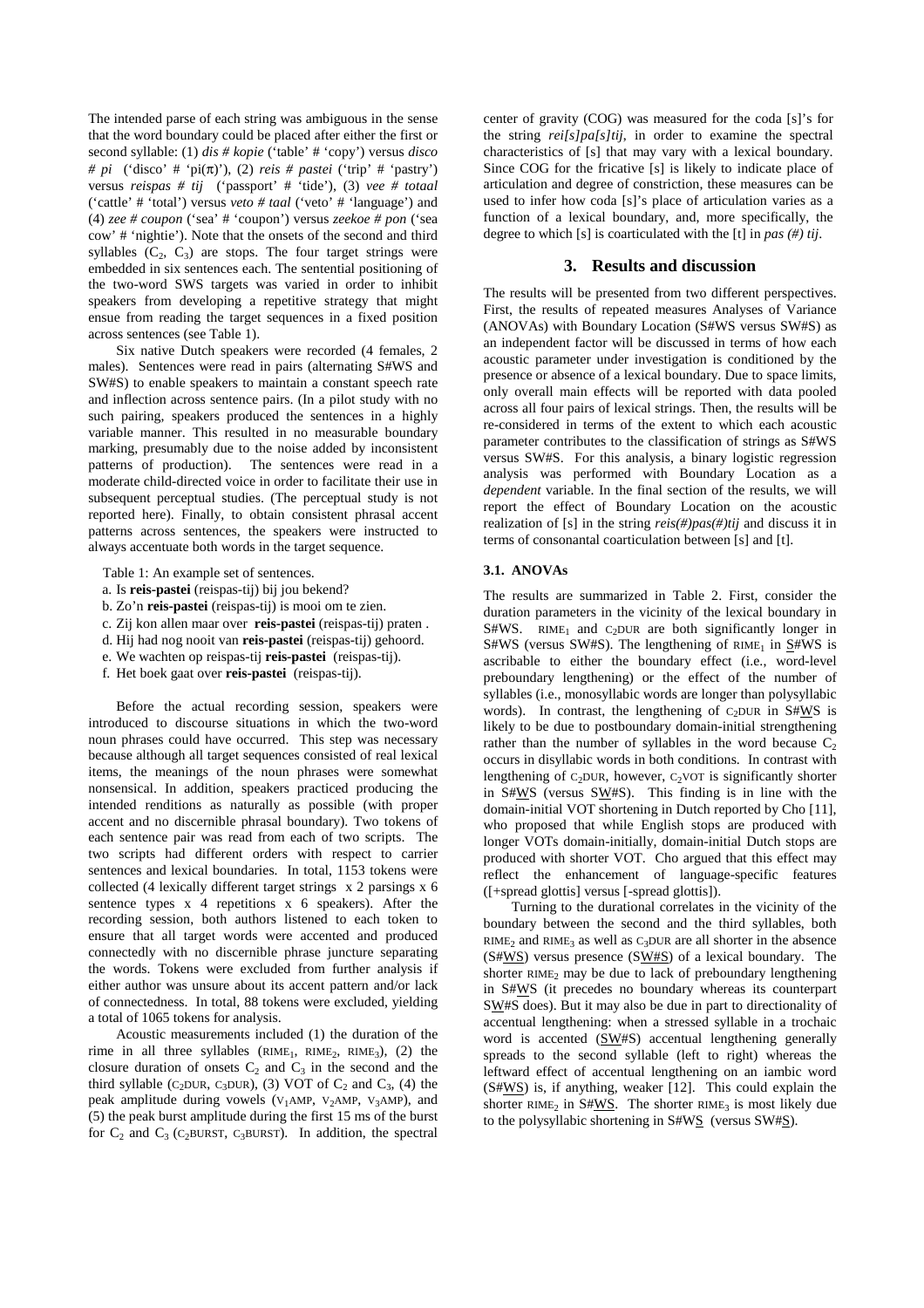The intended parse of each string was ambiguous in the sense that the word boundary could be placed after either the first or second syllable: (1) *dis # kopie* ('table' # 'copy') versus *disco # pi* ('disco' # 'pi(π)'), (2) *reis # pastei* ('trip' # 'pastry') versus *reispas # tij* ('passport' # 'tide'), (3) *vee # totaal* ('cattle' # 'total') versus *veto # taal* ('veto' # 'language') and (4) *zee # coupon* ('sea' # 'coupon') versus *zeekoe # pon* ('sea cow' # 'nightie'). Note that the onsets of the second and third syllables ($C_2$, $C_3$) are stops. The four target strings were embedded in six sentences each. The sentential positioning of the two-word SWS targets was varied in order to inhibit speakers from developing a repetitive strategy that might ensue from reading the target sequences in a fixed position across sentences (see Table 1).

Six native Dutch speakers were recorded (4 females, 2 males). Sentences were read in pairs (alternating S#WS and SW#S) to enable speakers to maintain a constant speech rate and inflection across sentence pairs. (In a pilot study with no such pairing, speakers produced the sentences in a highly variable manner. This resulted in no measurable boundary marking, presumably due to the noise added by inconsistent patterns of production). The sentences were read in a moderate child-directed voice in order to facilitate their use in subsequent perceptual studies. (The perceptual study is not reported here). Finally, to obtain consistent phrasal accent patterns across sentences, the speakers were instructed to always accentuate both words in the target sequence.

Table 1: An example set of sentences.

a. Is **reis-pastei** (reispas-tij) bij jou bekend?
b. Zo'n **reis-pastei** (reispas-tij) is mooi om te zien.
c. Zij kon allen maar over **reis-pastei** (reispas-tij) praten .
d. Hij had nog nooit van **reis-pastei** (reispas-tij) gehoord.
e. We wachten op reispas-tij **reis-pastei** (reispas-tij).
f. Het boek gaat over **reis-pastei** (reispas-tij).

Before the actual recording session, speakers were introduced to discourse situations in which the two-word noun phrases could have occurred. This step was necessary because although all target sequences consisted of real lexical items, the meanings of the noun phrases were somewhat nonsensical. In addition, speakers practiced producing the intended renditions as naturally as possible (with proper accent and no discernible phrasal boundary). Two tokens of each sentence pair was read from each of two scripts. The two scripts had different orders with respect to carrier sentences and lexical boundaries. In total, 1153 tokens were collected (4 lexically different target strings x 2 parsings x 6 sentence types x 4 repetitions x 6 speakers). After the recording session, both authors listened to each token to ensure that all target words were accented and produced connectedly with no discernible phrase juncture separating the words. Tokens were excluded from further analysis if either author was unsure about its accent pattern and/or lack of connectedness. In total, 88 tokens were excluded, yielding a total of 1065 tokens for analysis.

Acoustic measurements included (1) the duration of the rime in all three syllables ($\text{RIME}_1$, $\text{RIME}_2$, $\text{RIME}_3$), (2) the closure duration of onsets $C_2$ and $C_3$ in the second and the third syllable ($C_2\text{DUR}$, $C_3\text{DUR}$), (3) VOT of $C_2$ and $C_3$, (4) the peak amplitude during vowels ($V_1\text{AMP}$, $V_2\text{AMP}$, $V_3\text{AMP}$), and (5) the peak burst amplitude during the first 15 ms of the burst for $C_2$ and $C_3$ ($C_2\text{BURST}$, $C_3\text{BURST}$). In addition, the spectral center of gravity (COG) was measured for the coda [s]'s for the string *rei[s]pa[s]tij*, in order to examine the spectral characteristics of [s] that may vary with a lexical boundary. Since COG for the fricative [s] is likely to indicate place of articulation and degree of constriction, these measures can be used to infer how coda [s]'s place of articulation varies as a function of a lexical boundary, and, more specifically, the degree to which [s] is coarticulated with the [t] in *pas (#) tij*.

## 3. Results and discussion

The results will be presented from two different perspectives. First, the results of repeated measures Analyses of Variance (ANOVAs) with Boundary Location (S#WS versus SW#S) as an independent factor will be discussed in terms of how each acoustic parameter under investigation is conditioned by the presence or absence of a lexical boundary. Due to space limits, only overall main effects will be reported with data pooled across all four pairs of lexical strings. Then, the results will be re-considered in terms of the extent to which each acoustic parameter contributes to the classification of strings as S#WS versus SW#S. For this analysis, a binary logistic regression analysis was performed with Boundary Location as a *dependent* variable. In the final section of the results, we will report the effect of Boundary Location on the acoustic realization of [s] in the string *reis(#)pas(#)tij* and discuss it in terms of consonantal coarticulation between [s] and [t].

### 3.1. ANOVAs

The results are summarized in Table 2. First, consider the duration parameters in the vicinity of the lexical boundary in S#WS. $\text{RIME}_1$ and $C_2\text{DUR}$ are both significantly longer in S#WS (versus SW#S). The lengthening of $\text{RIME}_1$ in S#WS is ascribable to either the boundary effect (i.e., word-level preboundary lengthening) or the effect of the number of syllables (i.e., monosyllabic words are longer than polysyllabic words). In contrast, the lengthening of $C_2\text{DUR}$ in S#WS is likely to be due to postboundary domain-initial strengthening rather than the number of syllables in the word because $C_2$ occurs in disyllabic words in both conditions. In contrast with lengthening of $C_2\text{DUR}$, however, $C_2\text{VOT}$ is significantly shorter in S#WS (versus SW#S). This finding is in line with the domain-initial VOT shortening in Dutch reported by Cho [11], who proposed that while English stops are produced with longer VOTs domain-initially, domain-initial Dutch stops are produced with shorter VOT. Cho argued that this effect may reflect the enhancement of language-specific features ([+spread glottis] versus [-spread glottis]).

Turning to the durational correlates in the vicinity of the boundary between the second and the third syllables, both $\text{RIME}_2$ and $\text{RIME}_3$ as well as $C_3\text{DUR}$ are all shorter in the absence (S#WS) versus presence (SW#S) of a lexical boundary. The shorter $\text{RIME}_2$ may be due to lack of preboundary lengthening in S#WS (it precedes no boundary whereas its counterpart SW#S does). But it may also be due in part to directionality of accentual lengthening: when a stressed syllable in a trochaic word is accented (SW#S) accentual lengthening generally spreads to the second syllable (left to right) whereas the leftward effect of accentual lengthening on an iambic word (S#WS) is, if anything, weaker [12]. This could explain the shorter $\text{RIME}_2$ in S#WS. The shorter $\text{RIME}_3$ is most likely due to the polysyllabic shortening in S#WS (versus SW#S).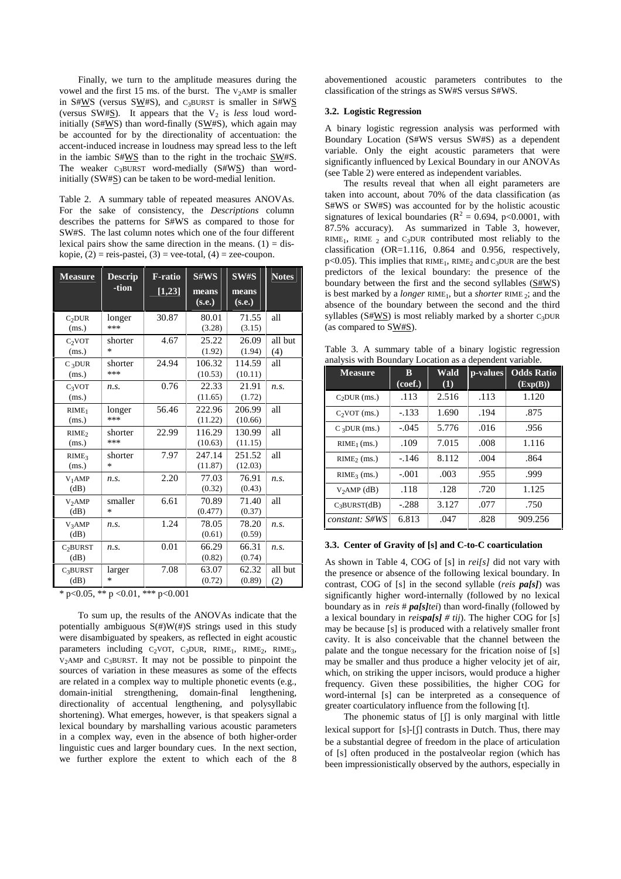Finally, we turn to the amplitude measures during the vowel and the first 15 ms. of the burst. The $V_2$AMP is smaller in S#<u>W</u>S (versus S<u>W</u>#S), and $C_3$BURST is smaller in S#W<u>S</u> (versus SW#<u>S</u>). It appears that the $V_2$ is *less* loud word-initially (S#<u>W</u>S) than word-finally (S<u>W</u>#S), which again may be accounted for by the directionality of accentuation: the accent-induced increase in loudness may spread less to the left in the iambic S#<u>WS</u> than to the right in the trochaic <u>SW</u>#S. The weaker $C_3$BURST word-medially (S#W<u>S</u>) than word-initially (SW#<u>S</u>) can be taken to be word-medial lenition.

Table 2. A summary table of repeated measures ANOVAs. For the sake of consistency, the *Descriptions* column describes the patterns for S#WS as compared to those for SW#S. The last column notes which one of the four different lexical pairs show the same direction in the means. (1) = dis-kopie, (2) = reis-pastei, (3) = vee-total, (4) = zee-coupon.

| Measure | Descrip-tion | F-ratio [1,23] | S#WS means (s.e.) | SW#S means (s.e.) | Notes |
|---|---|---|---|---|---|
| $C_2$DUR (ms.) | longer *** | 30.87 | 80.01 (3.28) | 71.55 (3.15) | all |
| $C_2$VOT (ms.) | shorter * | 4.67 | 25.22 (1.92) | 26.09 (1.94) | all but (4) |
| $C_3$DUR (ms.) | shorter *** | 24.94 | 106.32 (10.53) | 114.59 (10.11) | all |
| $C_3$VOT (ms.) | *n.s.* | 0.76 | 22.33 (11.65) | 21.91 (1.72) | *n.s.* |
| $RIME_1$ (ms.) | longer *** | 56.46 | 222.96 (11.22) | 206.99 (10.66) | all |
| $RIME_2$ (ms.) | shorter *** | 22.99 | 116.29 (10.63) | 130.99 (11.15) | all |
| $RIME_3$ (ms.) | shorter * | 7.97 | 247.14 (11.87) | 251.52 (12.03) | all |
| $V_1$AMP (dB) | *n.s.* | 2.20 | 77.03 (0.32) | 76.91 (0.43) | *n.s.* |
| $V_2$AMP (dB) | smaller * | 6.61 | 70.89 (0.477) | 71.40 (0.37) | all |
| $V_3$AMP (dB) | *n.s.* | 1.24 | 78.05 (0.61) | 78.20 (0.59) | *n.s.* |
| $C_2$BURST (dB) | *n.s.* | 0.01 | 66.29 (0.82) | 66.31 (0.74) | *n.s.* |
| $C_3$BURST (dB) | larger * | 7.08 | 63.07 (0.72) | 62.32 (0.89) | all but (2) |

\* $p<0.05$, \*\* $p<0.01$, \*\*\* $p<0.001$

To sum up, the results of the ANOVAs indicate that the potentially ambiguous S(#)W(#)S strings used in this study were disambiguated by speakers, as reflected in eight acoustic parameters including $C_2$VOT, $C_3$DUR, $RIME_1$, $RIME_2$, $RIME_3$, $V_2$AMP and $C_3$BURST. It may not be possible to pinpoint the sources of variation in these measures as some of the effects are related in a complex way to multiple phonetic events (e.g., domain-initial strengthening, domain-final lengthening, directionality of accentual lengthening, and polysyllabic shortening). What emerges, however, is that speakers signal a lexical boundary by marshalling various acoustic parameters in a complex way, even in the absence of both higher-order linguistic cues and larger boundary cues. In the next section, we further explore the extent to which each of the 8 abovementioned acoustic parameters contributes to the classification of the strings as SW#S versus S#WS.

### 3.2. Logistic Regression

A binary logistic regression analysis was performed with Boundary Location (S#WS versus SW#S) as a dependent variable. Only the eight acoustic parameters that were significantly influenced by Lexical Boundary in our ANOVAs (see Table 2) were entered as independent variables.

The results reveal that when all eight parameters are taken into account, about 70% of the data classification (as S#WS or SW#S) was accounted for by the holistic acoustic signatures of lexical boundaries ($R^2 = 0.694$, $p<0.0001$, with 87.5% accuracy). As summarized in Table 3, however, $RIME_1$, $RIME_2$ and $C_3$DUR contributed most reliably to the classification (OR=1.116, 0.864 and 0.956, respectively, $p<0.05$). This implies that $RIME_1$, $RIME_2$ and $C_3$DUR are the best predictors of the lexical boundary: the presence of the boundary between the first and the second syllables (<u>S#WS</u>) is best marked by a *longer* $RIME_1$, but a *shorter* $RIME_2$; and the absence of the boundary between the second and the third syllables (S#<u>WS</u>) is most reliably marked by a shorter $C_3$DUR (as compared to <u>SW#S</u>).

Table 3. A summary table of a binary logistic regression analysis with Boundary Location as a dependent variable.

| Measure | B (coef.) | Wald (1) | p-values | Odds Ratio (Exp(B)) |
|---|---|---|---|---|
| $C_2$DUR (ms.) | .113 | 2.516 | .113 | 1.120 |
| $C_2$VOT (ms.) | -.133 | 1.690 | .194 | .875 |
| $C_3$DUR (ms.) | -.045 | 5.776 | .016 | .956 |
| $RIME_1$ (ms.) | .109 | 7.015 | .008 | 1.116 |
| $RIME_2$ (ms.) | -.146 | 8.112 | .004 | .864 |
| $RIME_3$ (ms.) | -.001 | .003 | .955 | .999 |
| $V_2$AMP (dB) | .118 | .128 | .720 | 1.125 |
| $C_3$BURST(dB) | -.288 | 3.127 | .077 | .750 |
| *constant: S#WS* | 6.813 | .047 | .828 | 909.256 |

### 3.3. Center of Gravity of [s] and C-to-C coarticulation

As shown in Table 4, COG of [s] in *rei[s]* did not vary with the presence or absence of the following lexical boundary. In contrast, COG of [s] in the second syllable (*reis **pa[s]***) was significantly higher word-internally (followed by no lexical boundary as in *reis # **pa[s]**tei*) than word-finally (followed by a lexical boundary in *reis**pa[s]** # tij*). The higher COG for [s] may be because [s] is produced with a relatively smaller front cavity. It is also conceivable that the channel between the palate and the tongue necessary for the frication noise of [s] may be smaller and thus produce a higher velocity jet of air, which, on striking the upper incisors, would produce a higher frequency. Given these possibilities, the higher COG for word-internal [s] can be interpreted as a consequence of greater coarticulatory influence from the following [t].

The phonemic status of [ʃ] is only marginal with little lexical support for [s]-[ʃ] contrasts in Dutch. Thus, there may be a substantial degree of freedom in the place of articulation of [s] often produced in the postalveolar region (which has been impressionistically observed by the authors, especially in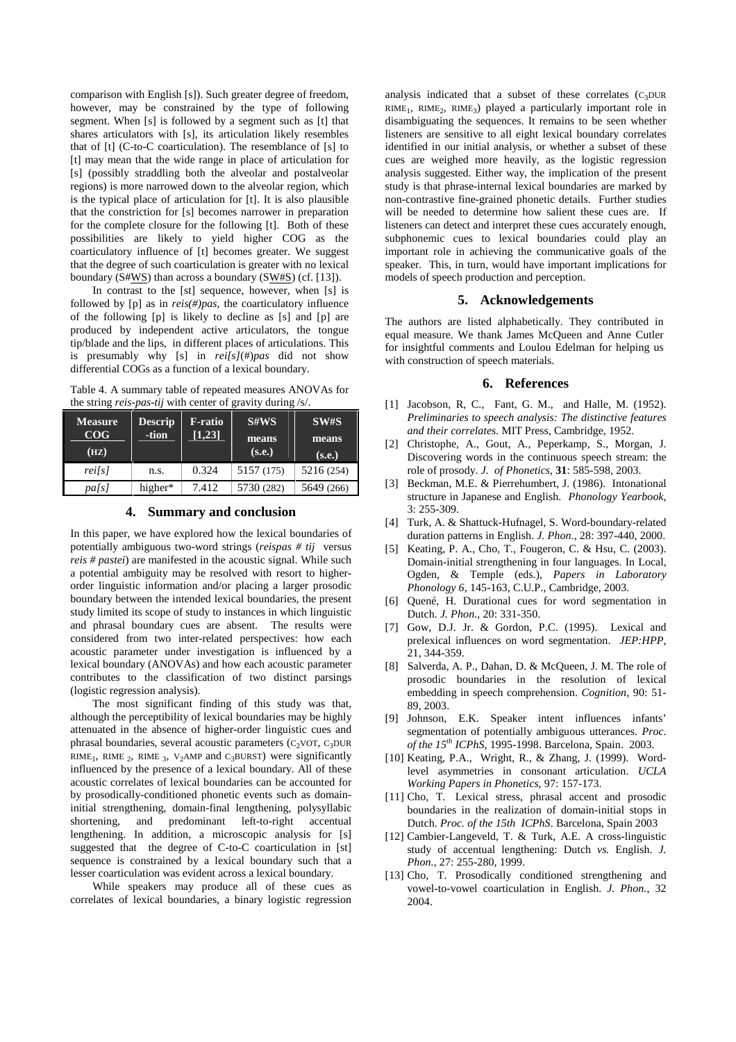comparison with English [s]). Such greater degree of freedom, however, may be constrained by the type of following segment. When [s] is followed by a segment such as [t] that shares articulators with [s], its articulation likely resembles that of [t] (C-to-C coarticulation). The resemblance of [s] to [t] may mean that the wide range in place of articulation for [s] (possibly straddling both the alveolar and postalveolar regions) is more narrowed down to the alveolar region, which is the typical place of articulation for [t]. It is also plausible that the constriction for [s] becomes narrower in preparation for the complete closure for the following [t]. Both of these possibilities are likely to yield higher COG as the coarticulatory influence of [t] becomes greater. We suggest that the degree of such coarticulation is greater with no lexical boundary (S#WS) than across a boundary (SW#S) (cf. [13]).

In contrast to the [st] sequence, however, when [s] is followed by [p] as in *reis(#)pas*, the coarticulatory influence of the following [p] is likely to decline as [s] and [p] are produced by independent active articulators, the tongue tip/blade and the lips, in different places of articulations. This is presumably why [s] in *rei[s](#)pas* did not show differential COGs as a function of a lexical boundary.

Table 4. A summary table of repeated measures ANOVAs for the string *reis-pas-tij* with center of gravity during /s/.

| Measure COG (HZ) | Descrip-tion | F-ratio [1,23] | S#WS means (s.e.) | SW#S means (s.e.) |
|---|---|---|---|---|
| *rei[s]* | n.s. | 0.324 | 5157 (175) | 5216 (254) |
| *pa[s]* | higher* | 7.412 | 5730 (282) | 5649 (266) |

## 4. Summary and conclusion

In this paper, we have explored how the lexical boundaries of potentially ambiguous two-word strings (*reispas # tij* versus *reis # pastei*) are manifested in the acoustic signal. While such a potential ambiguity may be resolved with resort to higher-order linguistic information and/or placing a larger prosodic boundary between the intended lexical boundaries, the present study limited its scope of study to instances in which linguistic and phrasal boundary cues are absent. The results were considered from two inter-related perspectives: how each acoustic parameter under investigation is influenced by a lexical boundary (ANOVAs) and how each acoustic parameter contributes to the classification of two distinct parsings (logistic regression analysis).

The most significant finding of this study was that, although the perceptibility of lexical boundaries may be highly attenuated in the absence of higher-order linguistic cues and phrasal boundaries, several acoustic parameters ($C_2$VOT, $C_3$DUR RIME$_1$, RIME$_2$, RIME$_3$, $V_2$AMP and $C_3$BURST) were significantly influenced by the presence of a lexical boundary. All of these acoustic correlates of lexical boundaries can be accounted for by prosodically-conditioned phonetic events such as domain-initial strengthening, domain-final lengthening, polysyllabic shortening, and predominant left-to-right accentual lengthening. In addition, a microscopic analysis for [s] suggested that the degree of C-to-C coarticulation in [st] sequence is constrained by a lexical boundary such that a lesser coarticulation was evident across a lexical boundary.

While speakers may produce all of these cues as correlates of lexical boundaries, a binary logistic regression analysis indicated that a subset of these correlates ($C_3$DUR RIME$_1$, RIME$_2$, RIME$_3$) played a particularly important role in disambiguating the sequences. It remains to be seen whether listeners are sensitive to all eight lexical boundary correlates identified in our initial analysis, or whether a subset of these cues are weighed more heavily, as the logistic regression analysis suggested. Either way, the implication of the present study is that phrase-internal lexical boundaries are marked by non-contrastive fine-grained phonetic details. Further studies will be needed to determine how salient these cues are. If listeners can detect and interpret these cues accurately enough, subphonemic cues to lexical boundaries could play an important role in achieving the communicative goals of the speaker. This, in turn, would have important implications for models of speech production and perception.

## 5. Acknowledgements

The authors are listed alphabetically. They contributed in equal measure. We thank James McQueen and Anne Cutler for insightful comments and Loulou Edelman for helping us with construction of speech materials.

## 6. References

[1] Jacobson, R, C., Fant, G. M., and Halle, M. (1952). *Preliminaries to speech analysis: The distinctive features and their correlates*. MIT Press, Cambridge, 1952.

[2] Christophe, A., Gout, A., Peperkamp, S., Morgan, J. Discovering words in the continuous speech stream: the role of prosody. *J. of Phonetics*, **31**: 585-598, 2003.

[3] Beckman, M.E. & Pierrehumbert, J. (1986). Intonational structure in Japanese and English. *Phonology Yearbook*, 3: 255-309.

[4] Turk, A. & Shattuck-Hufnagel, S. Word-boundary-related duration patterns in English. *J. Phon.*, 28: 397-440, 2000.

[5] Keating, P. A., Cho, T., Fougeron, C. & Hsu, C. (2003). Domain-initial strengthening in four languages. In Local, Ogden, & Temple (eds.), *Papers in Laboratory Phonology 6*, 145-163, C.U.P., Cambridge, 2003.

[6] Quené, H. Durational cues for word segmentation in Dutch. *J. Phon.*, 20: 331-350.

[7] Gow, D.J. Jr. & Gordon, P.C. (1995). Lexical and prelexical influences on word segmentation. *JEP:HPP*, 21, 344-359.

[8] Salverda, A. P., Dahan, D. & McQueen, J. M. The role of prosodic boundaries in the resolution of lexical embedding in speech comprehension. *Cognition*, 90: 51-89, 2003.

[9] Johnson, E.K. Speaker intent influences infants' segmentation of potentially ambiguous utterances. *Proc. of the 15th ICPhS*, 1995-1998. Barcelona, Spain. 2003.

[10] Keating, P.A., Wright, R., & Zhang, J. (1999). Word-level asymmetries in consonant articulation. *UCLA Working Papers in Phonetics*, 97: 157-173.

[11] Cho, T. Lexical stress, phrasal accent and prosodic boundaries in the realization of domain-initial stops in Dutch. *Proc. of the 15th ICPhS*. Barcelona, Spain 2003

[12] Cambier-Langeveld, T. & Turk, A.E. A cross-linguistic study of accentual lengthening: Dutch *vs.* English. *J. Phon.*, 27: 255-280, 1999.

[13] Cho, T. Prosodically conditioned strengthening and vowel-to-vowel coarticulation in English. *J. Phon.*, 32 2004.